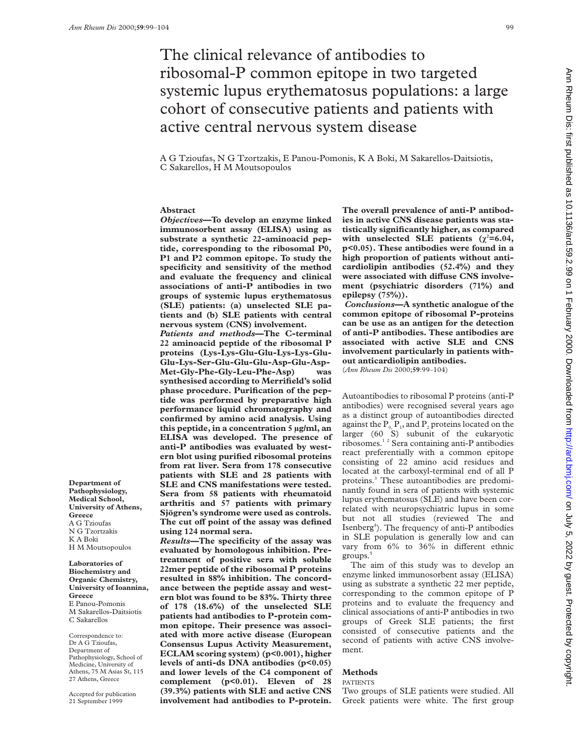# The clinical relevance of antibodies to ribosomal-P common epitope in two targeted systemic lupus erythematosus populations: a large cohort of consecutive patients and patients with active central nervous system disease

A G Tzioufas, N G Tzortzakis, E Panou-Pomonis, K A Boki, M Sakarellos-Daitsiotis, C Sakarellos, H M Moutsopoulos

## Abstract

***Objectives*—To develop an enzyme linked immunosorbent assay (ELISA) using as substrate a synthetic 22-aminoacid peptide, corresponding to the ribosomal P0, P1 and P2 common epitope. To study the specificity and sensitivity of the method and evaluate the frequency and clinical associations of anti-P antibodies in two groups of systemic lupus erythematosus (SLE) patients: (a) unselected SLE patients and (b) SLE patients with central nervous system (CNS) involvement.**

***Patients and methods*—The C-terminal 22 aminoacid peptide of the ribosomal P proteins (Lys-Lys-Glu-Glu-Lys-Lys-Glu-Glu-Lys-Ser-Glu-Glu-Glu-Asp-Glu-Asp-Met-Gly-Phe-Gly-Leu-Phe-Asp) was synthesised according to Merrifield's solid phase procedure. Purification of the peptide was performed by preparative high performance liquid chromatography and confirmed by amino acid analysis. Using this peptide, in a concentration 5 μg/ml, an ELISA was developed. The presence of anti-P antibodies was evaluated by western blot using purified ribosomal proteins from rat liver. Sera from 178 consecutive patients with SLE and 28 patients with SLE and CNS manifestations were tested. Sera from 58 patients with rheumatoid arthritis and 57 patients with primary Sjögren's syndrome were used as controls. The cut off point of the assay was defined using 124 normal sera.**

***Results*—The specificity of the assay was evaluated by homologous inhibition. Pretreatment of positive sera with soluble 22mer peptide of the ribosomal P proteins resulted in 88% inhibition. The concordance between the peptide assay and western blot was found to be 83%. Thirty three of 178 (18.6%) of the unselected SLE patients had antibodies to P-protein common epitope. Their presence was associated with more active disease (European Consensus Lupus Activity Measurement, ECLAM scoring system) (p<0.001), higher levels of anti-ds DNA antibodies (p<0.05) and lower levels of the C4 component of complement (p<0.01). Eleven of 28 (39.3%) patients with SLE and active CNS involvement had antibodies to P-protein. The overall prevalence of anti-P antibodies in active CNS disease patients was statistically significantly higher, as compared with unselected SLE patients ($\chi^2$=6.04, p<0.05). These antibodies were found in a high proportion of patients without anticardiolipin antibodies (52.4%) and they were associated with diffuse CNS involvement (psychiatric disorders (71%) and epilepsy (75%)).**

***Conclusions*—A synthetic analogue of the common epitope of ribosomal P-proteins can be use as an antigen for the detection of anti-P antibodies. These antibodies are associated with active SLE and CNS involvement particularly in patients without anticardiolipin antibodies.**

(*Ann Rheum Dis* 2000;**59**:99–104)

Department of Pathophysiology, Medical School, University of Athens, Greece
A G Tzioufas
N G Tzortzakis
K A Boki
H M Moutsopoulos

Laboratories of Biochemistry and Organic Chemistry, University of Ioannina, Greece
E Panou-Pomonis
M Sakarellos-Daitsiotis
C Sakarellos

Correspondence to: Dr A G Tzioufas, Department of Pathophysiology, School of Medicine, University of Athens, 75 M Asias St, 115 27 Athens, Greece

Accepted for publication 21 September 1999

Autoantibodies to ribosomal P proteins (anti-P antibodies) were recognised several years ago as a distinct group of autoantibodies directed against the $P_0$, $P_1$, and $P_2$ proteins located on the larger (60 S) subunit of the eukaryotic ribosomes.[1 2] Sera containing anti-P antibodies react preferentially with a common epitope consisting of 22 amino acid residues and located at the carboxyl-terminal end of all P proteins.[3] These autoantibodies are predominantly found in sera of patients with systemic lupus erythematosus (SLE) and have been correlated with neuropsychiatric lupus in some but not all studies (reviewed The and Isenberg[4]). The frequency of anti-P antibodies in SLE population is generally low and can vary from 6% to 36% in different ethnic groups.[5]

The aim of this study was to develop an enzyme linked immunosorbent assay (ELISA) using as substrate a synthetic 22 mer peptide, corresponding to the common epitope of P proteins and to evaluate the frequency and clinical associations of anti-P antibodies in two groups of Greek SLE patients; the first consisted of consecutive patients and the second of patients with active CNS involvement.

## Methods

PATIENTS

Two groups of SLE patients were studied. All Greek patients were white. The first group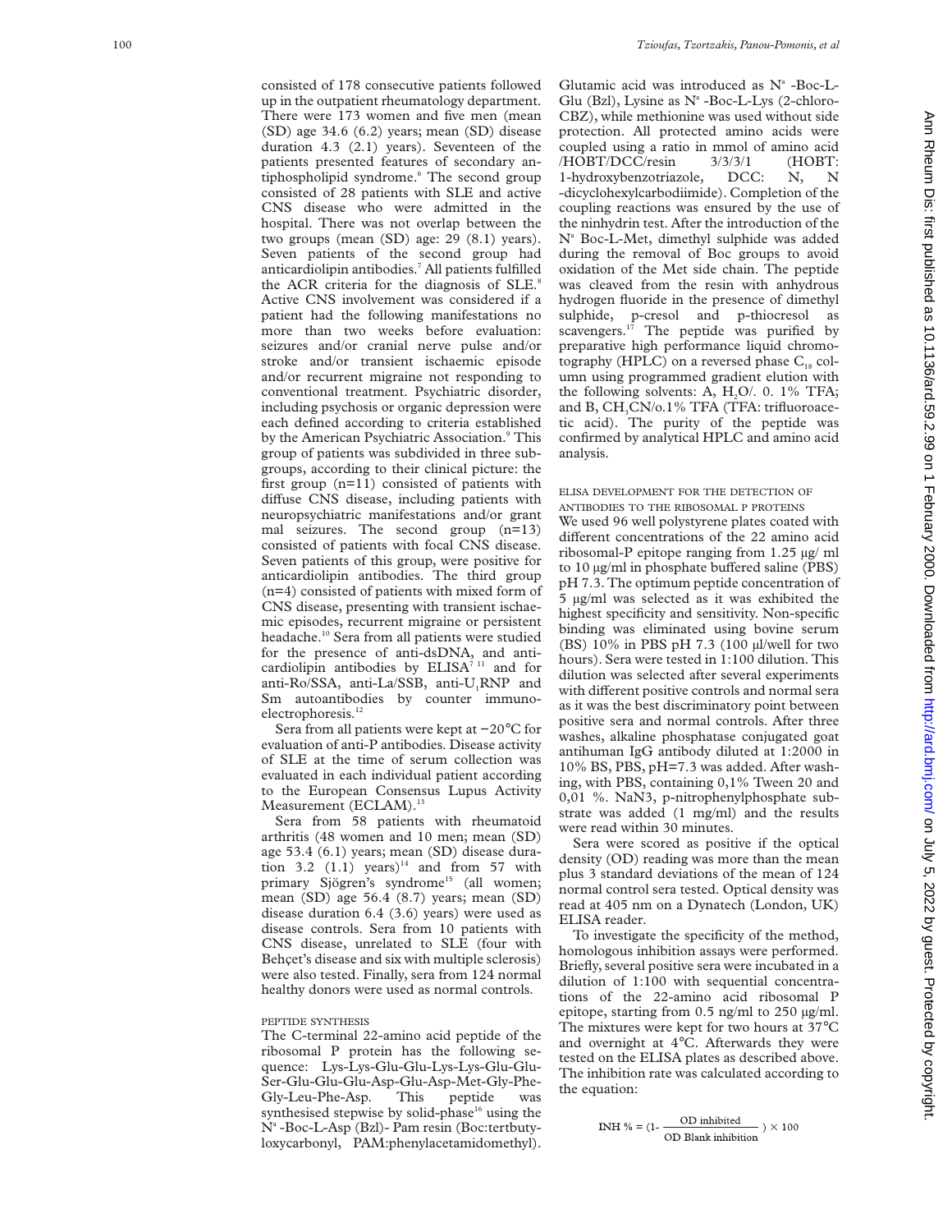consisted of 178 consecutive patients followed up in the outpatient rheumatology department. There were 173 women and five men (mean (SD) age 34.6 (6.2) years; mean (SD) disease duration 4.3 (2.1) years). Seventeen of the patients presented features of secondary antiphospholipid syndrome.[6] The second group consisted of 28 patients with SLE and active CNS disease who were admitted in the hospital. There was not overlap between the two groups (mean (SD) age: 29 (8.1) years). Seven patients of the second group had anticardiolipin antibodies.[7] All patients fulfilled the ACR criteria for the diagnosis of SLE.[8] Active CNS involvement was considered if a patient had the following manifestations no more than two weeks before evaluation: seizures and/or cranial nerve pulse and/or stroke and/or transient ischaemic episode and/or recurrent migraine not responding to conventional treatment. Psychiatric disorder, including psychosis or organic depression were each defined according to criteria established by the American Psychiatric Association.[9] This group of patients was subdivided in three subgroups, according to their clinical picture: the first group (n=11) consisted of patients with diffuse CNS disease, including patients with neuropsychiatric manifestations and/or grant mal seizures. The second group (n=13) consisted of patients with focal CNS disease. Seven patients of this group, were positive for anticardiolipin antibodies. The third group (n=4) consisted of patients with mixed form of CNS disease, presenting with transient ischaemic episodes, recurrent migraine or persistent headache.[10] Sera from all patients were studied for the presence of anti-dsDNA, and anticardiolipin antibodies by ELISA[7 11] and for anti-Ro/SSA, anti-La/SSB, anti-$U_1$RNP and Sm autoantibodies by counter immunoelectrophoresis.[12]

Sera from all patients were kept at −20°C for evaluation of anti-P antibodies. Disease activity of SLE at the time of serum collection was evaluated in each individual patient according to the European Consensus Lupus Activity Measurement (ECLAM).[13]

Sera from 58 patients with rheumatoid arthritis (48 women and 10 men; mean (SD) age 53.4 (6.1) years; mean (SD) disease duration 3.2 (1.1) years)[14] and from 57 with primary Sjögren's syndrome[15] (all women; mean (SD) age 56.4 (8.7) years; mean (SD) disease duration 6.4 (3.6) years) were used as disease controls. Sera from 10 patients with CNS disease, unrelated to SLE (four with Behçet's disease and six with multiple sclerosis) were also tested. Finally, sera from 124 normal healthy donors were used as normal controls.

### PEPTIDE SYNTHESIS

The C-terminal 22-amino acid peptide of the ribosomal P protein has the following sequence: Lys-Lys-Glu-Glu-Lys-Lys-Glu-Glu-Ser-Glu-Glu-Glu-Asp-Glu-Asp-Met-Gly-Phe-Gly-Leu-Phe-Asp. This peptide was synthesised stepwise by solid-phase[16] using the $N^{a}$ -Boc-L-Asp (Bzl)- Pam resin (Boc:tertbutyloxycarbonyl, PAM:phenylacetamidomethyl). Glutamic acid was introduced as $N^{a}$ -Boc-L-Glu (Bzl), Lysine as $N^{a}$ -Boc-L-Lys (2-chloro-CBZ), while methionine was used without side protection. All protected amino acids were coupled using a ratio in mmol of amino acid /HOBT/DCC/resin 3/3/3/1 (HOBT: 1-hydroxybenzotriazole, DCC: N, N -dicyclohexylcarbodiimide). Completion of the coupling reactions was ensured by the use of the ninhydrin test. After the introduction of the $N^{a}$ Boc-L-Met, dimethyl sulphide was added during the removal of Boc groups to avoid oxidation of the Met side chain. The peptide was cleaved from the resin with anhydrous hydrogen fluoride in the presence of dimethyl sulphide, p-cresol and p-thiocresol as scavengers.[17] The peptide was purified by preparative high performance liquid chromotography (HPLC) on a reversed phase $C_{18}$ column using programmed gradient elution with the following solvents: A, $H_2O$/. 0. 1% TFA; and B, $CH_3CN$/o.1% TFA (TFA: trifluoroacetic acid). The purity of the peptide was confirmed by analytical HPLC and amino acid analysis.

### ELISA DEVELOPMENT FOR THE DETECTION OF ANTIBODIES TO THE RIBOSOMAL P PROTEINS

We used 96 well polystyrene plates coated with different concentrations of the 22 amino acid ribosomal-P epitope ranging from 1.25 μg/ ml to 10 μg/ml in phosphate buffered saline (PBS) pH 7.3. The optimum peptide concentration of 5 μg/ml was selected as it was exhibited the highest specificity and sensitivity. Non-specific binding was eliminated using bovine serum (BS) 10% in PBS pH 7.3 (100 μl/well for two hours). Sera were tested in 1:100 dilution. This dilution was selected after several experiments with different positive controls and normal sera as it was the best discriminatory point between positive sera and normal controls. After three washes, alkaline phosphatase conjugated goat antihuman IgG antibody diluted at 1:2000 in 10% BS, PBS, pH=7.3 was added. After washing, with PBS, containing 0,1% Tween 20 and 0,01 %. NaN3, p-nitrophenylphosphate substrate was added (1 mg/ml) and the results were read within 30 minutes.

Sera were scored as positive if the optical density (OD) reading was more than the mean plus 3 standard deviations of the mean of 124 normal control sera tested. Optical density was read at 405 nm on a Dynatech (London, UK) ELISA reader.

To investigate the specificity of the method, homologous inhibition assays were performed. Briefly, several positive sera were incubated in a dilution of 1:100 with sequential concentrations of the 22-amino acid ribosomal P epitope, starting from 0.5 ng/ml to 250 μg/ml. The mixtures were kept for two hours at 37°C and overnight at 4°C. Afterwards they were tested on the ELISA plates as described above. The inhibition rate was calculated according to the equation:

$$\text{INH \%} = \left(1 - \frac{\text{OD inhibited}}{\text{OD Blank inhibition}}\right) \times 100$$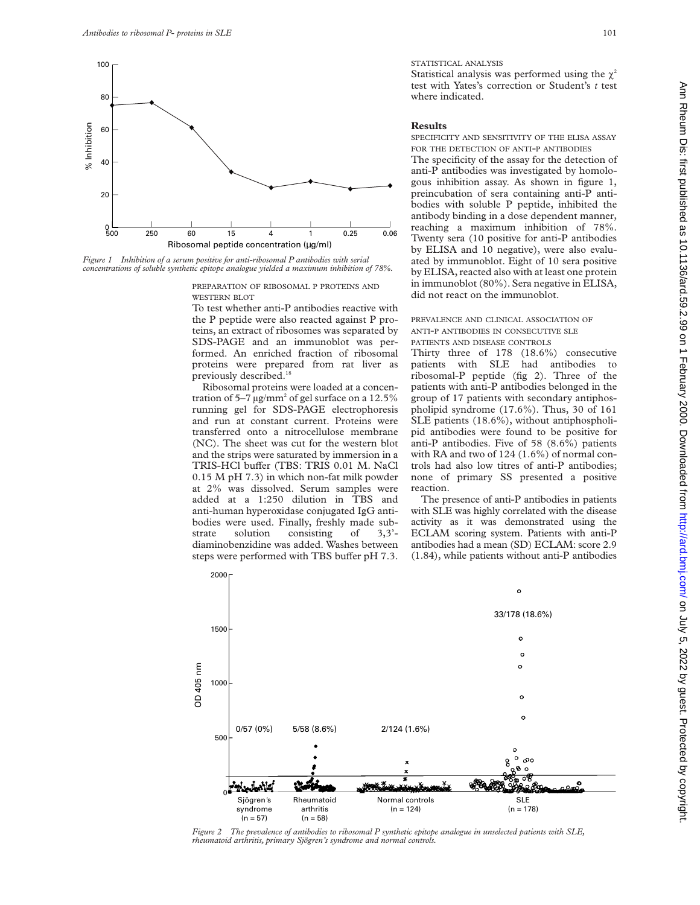*Figure 1 Inhibition of a serum positive for anti-ribosomal P antibodies with serial concentrations of soluble synthetic epitope analogue yielded a maximum inhibition of 78%.*

PREPARATION OF RIBOSOMAL P PROTEINS AND WESTERN BLOT

To test whether anti-P antibodies reactive with the P peptide were also reacted against P proteins, an extract of ribosomes was separated by SDS-PAGE and an immunoblot was performed. An enriched fraction of ribosomal proteins were prepared from rat liver as previously described.[18]

Ribosomal proteins were loaded at a concentration of 5–7 μg/mm$^2$ of gel surface on a 12.5% running gel for SDS-PAGE electrophoresis and run at constant current. Proteins were transferred onto a nitrocellulose membrane (NC). The sheet was cut for the western blot and the strips were saturated by immersion in a TRIS-HCl buffer (TBS: TRIS 0.01 M. NaCl 0.15 M pH 7.3) in which non-fat milk powder at 2% was dissolved. Serum samples were added at a 1:250 dilution in TBS and anti-human hyperoxidase conjugated IgG antibodies were used. Finally, freshly made substrate solution consisting of 3,3'-diaminobenzidine was added. Washes between steps were performed with TBS buffer pH 7.3.

STATISTICAL ANALYSIS

Statistical analysis was performed using the $\chi^2$ test with Yates's correction or Student's *t* test where indicated.

## Results

SPECIFICITY AND SENSITIVITY OF THE ELISA ASSAY FOR THE DETECTION OF ANTI-P ANTIBODIES

The specificity of the assay for the detection of anti-P antibodies was investigated by homologous inhibition assay. As shown in figure 1, preincubation of sera containing anti-P antibodies with soluble P peptide, inhibited the antibody binding in a dose dependent manner, reaching a maximum inhibition of 78%. Twenty sera (10 positive for anti-P antibodies by ELISA and 10 negative), were also evaluated by immunoblot. Eight of 10 sera positive by ELISA, reacted also with at least one protein in immunoblot (80%). Sera negative in ELISA, did not react on the immunoblot.

PREVALENCE AND CLINICAL ASSOCIATION OF ANTI-P ANTIBODIES IN CONSECUTIVE SLE PATIENTS AND DISEASE CONTROLS

Thirty three of 178 (18.6%) consecutive patients with SLE had antibodies to ribosomal-P peptide (fig 2). Three of the patients with anti-P antibodies belonged in the group of 17 patients with secondary antiphospholipid syndrome (17.6%). Thus, 30 of 161 SLE patients (18.6%), without antiphospholipid antibodies were found to be positive for anti-P antibodies. Five of 58 (8.6%) patients with RA and two of 124 (1.6%) of normal controls had also low titres of anti-P antibodies; none of primary SS presented a positive reaction.

The presence of anti-P antibodies in patients with SLE was highly correlated with the disease activity as it was demonstrated using the ECLAM scoring system. Patients with anti-P antibodies had a mean (SD) ECLAM: score 2.9 (1.84), while patients without anti-P antibodies

*Figure 2 The prevalence of antibodies to ribosomal P synthetic epitope analogue in unselected patients with SLE, rheumatoid arthritis, primary Sjögren's syndrome and normal controls.*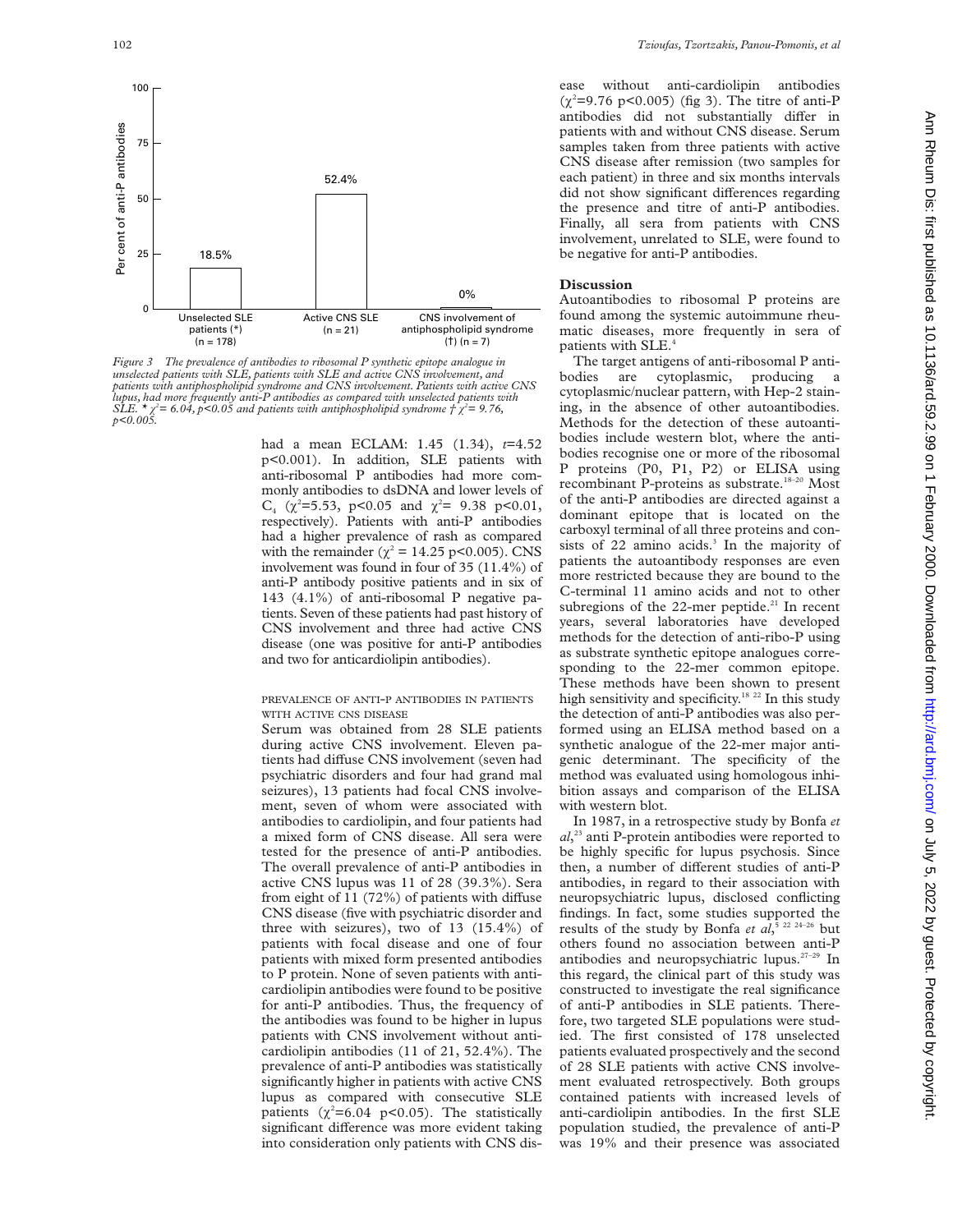Figure 3 The prevalence of antibodies to ribosomal P synthetic epitope analogue in unselected patients with SLE, patients with SLE and active CNS involvement, and patients with antiphospholipid syndrome and CNS involvement. Patients with active CNS lupus, had more frequently anti-P antibodies as compared with unselected patients with SLE. * $\chi^2 = 6.04$, $p<0.05$ and patients with antiphospholipid syndrome † $\chi^2 = 9.76$, $p<0.005$.

had a mean ECLAM: 1.45 (1.34), $t$=4.52 $p<0.001$). In addition, SLE patients with anti-ribosomal P antibodies had more commonly antibodies to dsDNA and lower levels of $C_4$ ($\chi^2$=5.53, $p<0.05$ and $\chi^2$= 9.38 $p<0.01$, respectively). Patients with anti-P antibodies had a higher prevalence of rash as compared with the remainder ($\chi^2$ = 14.25 $p<0.005$). CNS involvement was found in four of 35 (11.4%) of anti-P antibody positive patients and in six of 143 (4.1%) of anti-ribosomal P negative patients. Seven of these patients had past history of CNS involvement and three had active CNS disease (one was positive for anti-P antibodies and two for anticardiolipin antibodies).

### PREVALENCE OF ANTI-P ANTIBODIES IN PATIENTS WITH ACTIVE CNS DISEASE

Serum was obtained from 28 SLE patients during active CNS involvement. Eleven patients had diffuse CNS involvement (seven had psychiatric disorders and four had grand mal seizures), 13 patients had focal CNS involvement, seven of whom were associated with antibodies to cardiolipin, and four patients had a mixed form of CNS disease. All sera were tested for the presence of anti-P antibodies. The overall prevalence of anti-P antibodies in active CNS lupus was 11 of 28 (39.3%). Sera from eight of 11 (72%) of patients with diffuse CNS disease (five with psychiatric disorder and three with seizures), two of 13 (15.4%) of patients with focal disease and one of four patients with mixed form presented antibodies to P protein. None of seven patients with anticardiolipin antibodies were found to be positive for anti-P antibodies. Thus, the frequency of the antibodies was found to be higher in lupus patients with CNS involvement without anticardiolipin antibodies (11 of 21, 52.4%). The prevalence of anti-P antibodies was statistically significantly higher in patients with active CNS lupus as compared with consecutive SLE patients ($\chi^2$=6.04 $p<0.05$). The statistically significant difference was more evident taking into consideration only patients with CNS disease without anti-cardiolipin antibodies ($\chi^2$=9.76 $p<0.005$) (fig 3). The titre of anti-P antibodies did not substantially differ in patients with and without CNS disease. Serum samples taken from three patients with active CNS disease after remission (two samples for each patient) in three and six months intervals did not show significant differences regarding the presence and titre of anti-P antibodies. Finally, all sera from patients with CNS involvement, unrelated to SLE, were found to be negative for anti-P antibodies.

## Discussion

Autoantibodies to ribosomal P proteins are found among the systemic autoimmune rheumatic diseases, more frequently in sera of patients with SLE.[4]

The target antigens of anti-ribosomal P antibodies are cytoplasmic, producing a cytoplasmic/nuclear pattern, with Hep-2 staining, in the absence of other autoantibodies. Methods for the detection of these autoantibodies include western blot, where the antibodies recognise one or more of the ribosomal P proteins (P0, P1, P2) or ELISA using recombinant P-proteins as substrate.[18–20] Most of the anti-P antibodies are directed against a dominant epitope that is located on the carboxyl terminal of all three proteins and consists of 22 amino acids.[3] In the majority of patients the autoantibody responses are even more restricted because they are bound to the C-terminal 11 amino acids and not to other subregions of the 22-mer peptide.[21] In recent years, several laboratories have developed methods for the detection of anti-ribo-P using as substrate synthetic epitope analogues corresponding to the 22-mer common epitope. These methods have been shown to present high sensitivity and specificity.[18 22] In this study the detection of anti-P antibodies was also performed using an ELISA method based on a synthetic analogue of the 22-mer major antigenic determinant. The specificity of the method was evaluated using homologous inhibition assays and comparison of the ELISA with western blot.

In 1987, in a retrospective study by Bonfa *et al*,[23] anti P-protein antibodies were reported to be highly specific for lupus psychosis. Since then, a number of different studies of anti-P antibodies, in regard to their association with neuropsychiatric lupus, disclosed conflicting findings. In fact, some studies supported the results of the study by Bonfa *et al*,[5 22 24–26] but others found no association between anti-P antibodies and neuropsychiatric lupus.[27–29] In this regard, the clinical part of this study was constructed to investigate the real significance of anti-P antibodies in SLE patients. Therefore, two targeted SLE populations were studied. The first consisted of 178 unselected patients evaluated prospectively and the second of 28 SLE patients with active CNS involvement evaluated retrospectively. Both groups contained patients with increased levels of anti-cardiolipin antibodies. In the first SLE population studied, the prevalence of anti-P was 19% and their presence was associated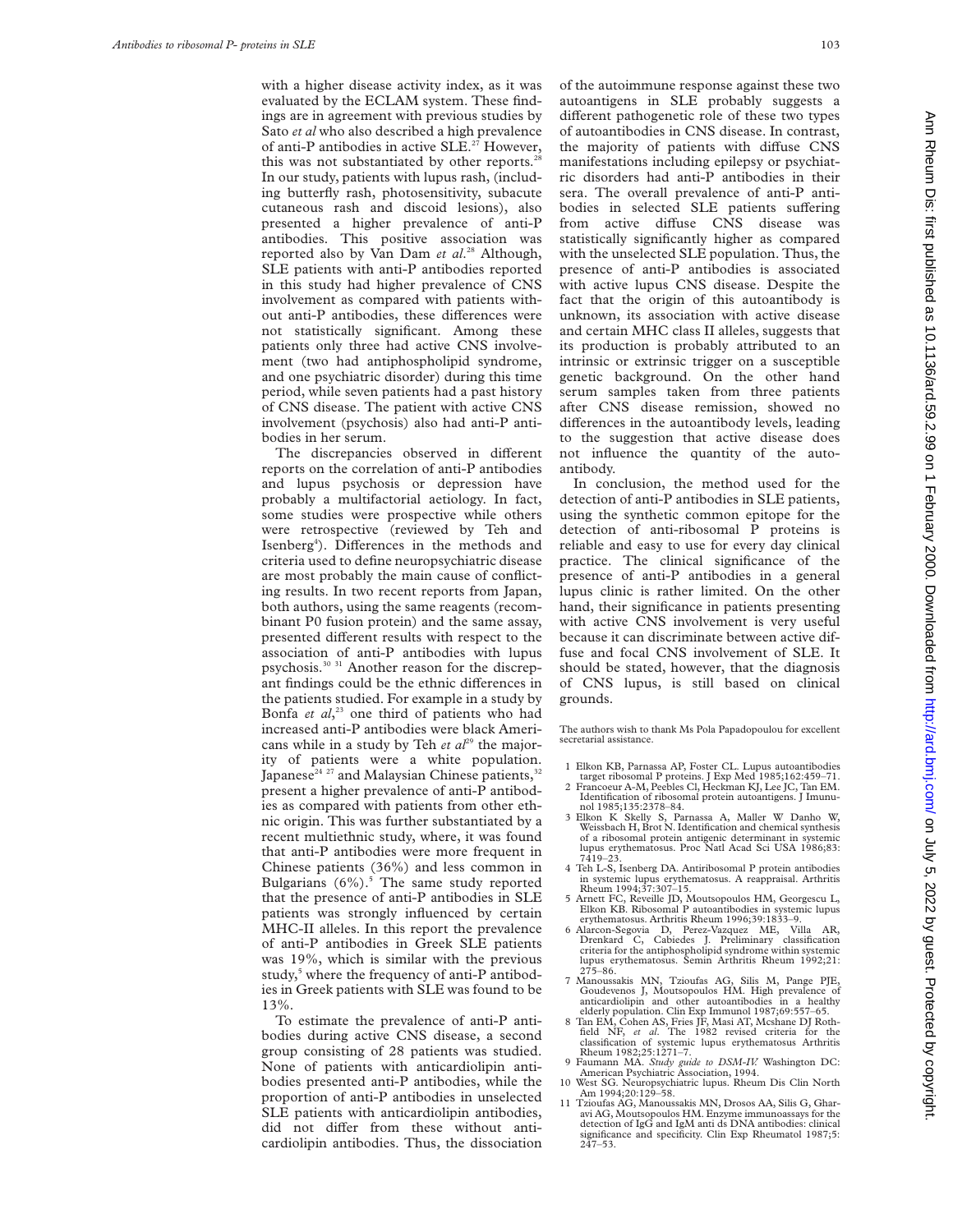with a higher disease activity index, as it was evaluated by the ECLAM system. These findings are in agreement with previous studies by Sato *et al* who also described a high prevalence of anti-P antibodies in active SLE.[27] However, this was not substantiated by other reports.[28] In our study, patients with lupus rash, (including butterfly rash, photosensitivity, subacute cutaneous rash and discoid lesions), also presented a higher prevalence of anti-P antibodies. This positive association was reported also by Van Dam *et al*.[28] Although, SLE patients with anti-P antibodies reported in this study had higher prevalence of CNS involvement as compared with patients without anti-P antibodies, these differences were not statistically significant. Among these patients only three had active CNS involvement (two had antiphospholipid syndrome, and one psychiatric disorder) during this time period, while seven patients had a past history of CNS disease. The patient with active CNS involvement (psychosis) also had anti-P antibodies in her serum.

The discrepancies observed in different reports on the correlation of anti-P antibodies and lupus psychosis or depression have probably a multifactorial aetiology. In fact, some studies were prospective while others were retrospective (reviewed by Teh and Isenberg[4]). Differences in the methods and criteria used to define neuropsychiatric disease are most probably the main cause of conflicting results. In two recent reports from Japan, both authors, using the same reagents (recombinant P0 fusion protein) and the same assay, presented different results with respect to the association of anti-P antibodies with lupus psychosis.[30 31] Another reason for the discrepant findings could be the ethnic differences in the patients studied. For example in a study by Bonfa *et al*,[23] one third of patients who had increased anti-P antibodies were black Americans while in a study by Teh *et al*[29] the majority of patients were a white population. Japanese[24 27] and Malaysian Chinese patients,[32] present a higher prevalence of anti-P antibodies as compared with patients from other ethnic origin. This was further substantiated by a recent multiethnic study, where, it was found that anti-P antibodies were more frequent in Chinese patients (36%) and less common in Bulgarians (6%).[5] The same study reported that the presence of anti-P antibodies in SLE patients was strongly influenced by certain MHC-II alleles. In this report the prevalence of anti-P antibodies in Greek SLE patients was 19%, which is similar with the previous study,[5] where the frequency of anti-P antibodies in Greek patients with SLE was found to be 13%.

To estimate the prevalence of anti-P antibodies during active CNS disease, a second group consisting of 28 patients was studied. None of patients with anticardiolipin antibodies presented anti-P antibodies, while the proportion of anti-P antibodies in unselected SLE patients with anticardiolipin antibodies, did not differ from these without anticardiolipin antibodies. Thus, the dissociation of the autoimmune response against these two autoantigens in SLE probably suggests a different pathogenetic role of these two types of autoantibodies in CNS disease. In contrast, the majority of patients with diffuse CNS manifestations including epilepsy or psychiatric disorders had anti-P antibodies in their sera. The overall prevalence of anti-P antibodies in selected SLE patients suffering from active diffuse CNS disease was statistically significantly higher as compared with the unselected SLE population. Thus, the presence of anti-P antibodies is associated with active lupus CNS disease. Despite the fact that the origin of this autoantibody is unknown, its association with active disease and certain MHC class II alleles, suggests that its production is probably attributed to an intrinsic or extrinsic trigger on a susceptible genetic background. On the other hand serum samples taken from three patients after CNS disease remission, showed no differences in the autoantibody levels, leading to the suggestion that active disease does not influence the quantity of the autoantibody.

In conclusion, the method used for the detection of anti-P antibodies in SLE patients, using the synthetic common epitope for the detection of anti-ribosomal P proteins is reliable and easy to use for every day clinical practice. The clinical significance of the presence of anti-P antibodies in a general lupus clinic is rather limited. On the other hand, their significance in patients presenting with active CNS involvement is very useful because it can discriminate between active diffuse and focal CNS involvement of SLE. It should be stated, however, that the diagnosis of CNS lupus, is still based on clinical grounds.

The authors wish to thank Ms Pola Papadopoulou for excellent secretarial assistance.

1. Elkon KB, Parnassa AP, Foster CL. Lupus autoantibodies target ribosomal P proteins. J Exp Med 1985;162:459–71.
2. Francoeur A-M, Peebles Cl, Heckman KJ, Lee JC, Tan EM. Identification of ribosomal protein autoantigens. J Imununol 1985;135:2378–84.
3. Elkon K Skelly S, Parnassa A, Maller W Danho W, Weissbach H, Brot N. Identification and chemical synthesis of a ribosomal protein antigenic determinant in systemic lupus erythematosus. Proc Natl Acad Sci USA 1986;83: 7419–23.
4. Teh L-S, Isenberg DA. Antiribosomal P protein antibodies in systemic lupus erythematosus. A reappraisal. Arthritis Rheum 1994;37:307–15.
5. Arnett FC, Reveille JD, Moutsopoulos HM, Georgescu L, Elkon KB. Ribosomal P autoantibodies in systemic lupus erythematosus. Arthritis Rheum 1996;39:1833–9.
6. Alarcon-Segovia D, Perez-Vazquez ME, Villa AR, Drenkard C, Cabiedes J. Preliminary classification criteria for the antiphospholipid syndrome within systemic lupus erythematosus. Semin Arthritis Rheum 1992;21: 275–86.
7. Manoussakis MN, Tzioufas AG, Silis M, Pange PJE, Goudevenos J, Moutsopoulos HM. High prevalence of anticardiolipin and other autoantibodies in a healthy elderly population. Clin Exp Immunol 1987;69:557–65.
8. Tan EM, Cohen AS, Fries JF, Masi AT, Mcshane DJ Rothfield NF, *et al*. The 1982 revised criteria for the classification of systemic lupus erythematosus Arthritis Rheum 1982;25:1271–7.
9. Faumann MA. *Study guide to DSM-IV.* Washington DC: American Psychiatric Association, 1994.
10. West SG. Neuropsychiatric lupus. Rheum Dis Clin North Am 1994;20:129–58.
11. Tzioufas AG, Manoussakis MN, Drosos AA, Silis G, Gharavi AG, Moutsopoulos HM. Enzyme immunoassays for the detection of IgG and IgM anti ds DNA antibodies: clinical significance and specificity. Clin Exp Rheumatol 1987;5: 247–53.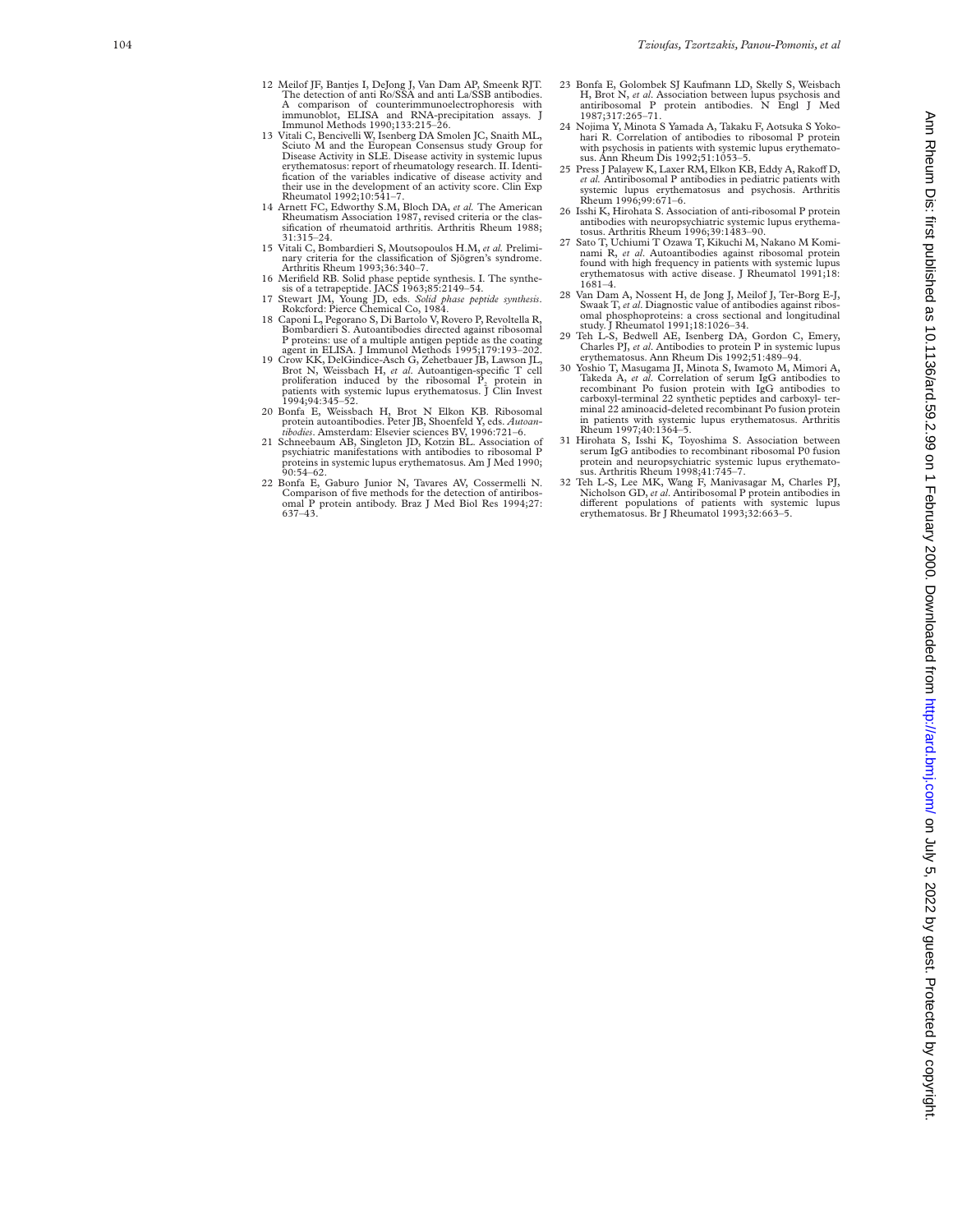12 Meilof JF, Bantjes I, DeJong J, Van Dam AP, Smeenk RJT. The detection of anti Ro/SSA and anti La/SSB antibodies. A comparison of counterimmunoelectrophoresis with immunoblot, ELISA and RNA-precipitation assays. J Immunol Methods 1990;133:215–26.

13 Vitali C, Bencivelli W, Isenberg DA Smolen JC, Snaith ML, Sciuto M and the European Consensus study Group for Disease Activity in SLE. Disease activity in systemic lupus erythematosus: report of rheumatology research. II. Identification of the variables indicative of disease activity and their use in the development of an activity score. Clin Exp Rheumatol 1992;10:541–7.

14 Arnett FC, Edworthy S.M, Bloch DA, *et al.* The American Rheumatism Association 1987, revised criteria or the classification of rheumatoid arthritis. Arthritis Rheum 1988; 31:315–24.

15 Vitali C, Bombardieri S, Moutsopoulos H.M, *et al.* Preliminary criteria for the classification of Sjögren's syndrome. Arthritis Rheum 1993;36:340–7.

16 Merifield RB. Solid phase peptide synthesis. I. The synthesis of a tetrapeptide. JACS 1963;85:2149–54.

17 Stewart JM, Young JD, eds. *Solid phase peptide synthesis*. Rokcford: Pierce Chemical Co, 1984.

18 Caponi L, Pegorano S, Di Bartolo V, Rovero P, Revoltella R, Bombardieri S. Autoantibodies directed against ribosomal P proteins: use of a multiple antigen peptide as the coating agent in ELISA. J Immunol Methods 1995;179:193–202.

19 Crow KK, DelGindice-Asch G, Zehetbauer JB, Lawson JL, Brot N, Weissbach H, *et al.* Autoantigen-specific T cell proliferation induced by the ribosomal $P_2$ protein in patients with systemic lupus erythematosus. J Clin Invest 1994;94:345–52.

20 Bonfa E, Weissbach H, Brot N Elkon KB. Ribosomal protein autoantibodies. Peter JB, Shoenfeld Y, eds. *Autoantibodies*. Amsterdam: Elsevier sciences BV, 1996:721–6.

21 Schneebaum AB, Singleton JD, Kotzin BL. Association of psychiatric manifestations with antibodies to ribosomal P proteins in systemic lupus erythematosus. Am J Med 1990; 90:54–62.

22 Bonfa E, Gaburo Junior N, Tavares AV, Cossermelli N. Comparison of five methods for the detection of antiribosomal P protein antibody. Braz J Med Biol Res 1994;27: 637–43.

23 Bonfa E, Golombek SJ Kaufmann LD, Skelly S, Weisbach H, Brot N, *et al*. Association between lupus psychosis and antiribosomal P protein antibodies. N Engl J Med 1987;317:265–71.

24 Nojima Y, Minota S Yamada A, Takaku F, Aotsuka S Yokohari R. Correlation of antibodies to ribosomal P protein with psychosis in patients with systemic lupus erythematosus. Ann Rheum Dis 1992;51:1053–5.

25 Press J Palayew K, Laxer RM, Elkon KB, Eddy A, Rakoff D, *et al.* Antiribosomal P antibodies in pediatric patients with systemic lupus erythematosus and psychosis. Arthritis Rheum 1996;99:671–6.

26 Isshi K, Hirohata S. Association of anti-ribosomal P protein antibodies with neuropsychiatric systemic lupus erythematosus. Arthritis Rheum 1996;39:1483–90.

27 Sato T, Uchiumi T Ozawa T, Kikuchi M, Nakano M Kominami R, *et al*. Autoantibodies against ribosomal protein found with high frequency in patients with systemic lupus erythematosus with active disease. J Rheumatol 1991;18: 1681–4.

28 Van Dam A, Nossent H, de Jong J, Meilof J, Ter-Borg E-J, Swaak T, *et al*. Diagnostic value of antibodies against ribosomal phosphoproteins: a cross sectional and longitudinal study. J Rheumatol 1991;18:1026–34.

29 Teh L-S, Bedwell AE, Isenberg DA, Gordon C, Emery, Charles PJ, *et al*. Antibodies to protein P in systemic lupus erythematosus. Ann Rheum Dis 1992;51:489–94.

30 Yoshio T, Masugama JI, Minota S, Iwamoto M, Mimori A, Takeda A, *et al*. Correlation of serum IgG antibodies to recombinant Po fusion protein with IgG antibodies to carboxyl-terminal 22 synthetic peptides and carboxyl- terminal 22 aminoacid-deleted recombinant Po fusion protein in patients with systemic lupus erythematosus. Arthritis Rheum 1997;40:1364–5.

31 Hirohata S, Isshi K, Toyoshima S. Association between serum IgG antibodies to recombinant ribosomal P0 fusion protein and neuropsychiatric systemic lupus erythematosus. Arthritis Rheum 1998;41:745–7.

32 Teh L-S, Lee MK, Wang F, Manivasagar M, Charles PJ, Nicholson GD, *et al*. Antiribosomal P protein antibodies in different populations of patients with systemic lupus erythematosus. Br J Rheumatol 1993;32:663–5.